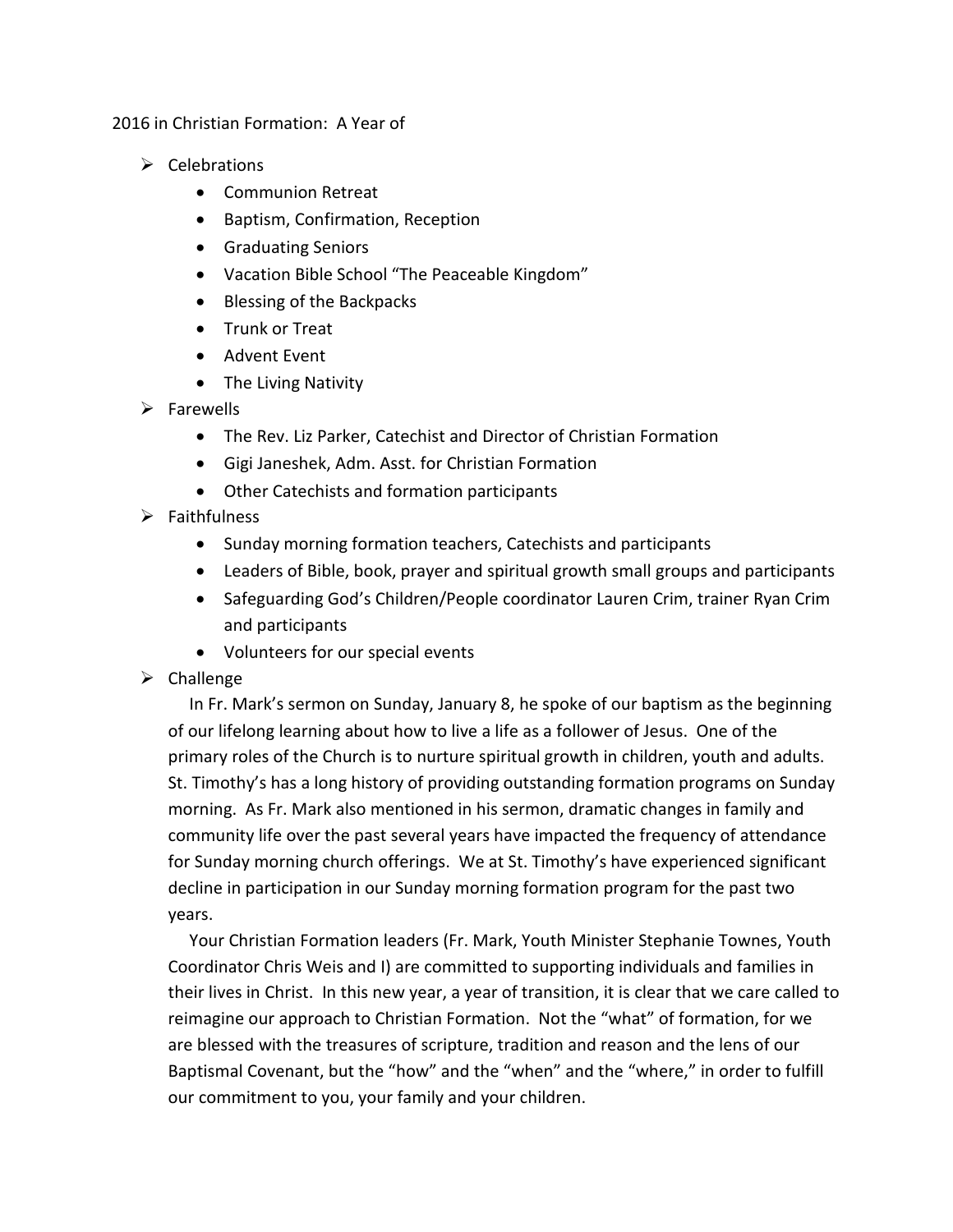2016 in Christian Formation: A Year of

- Celebrations
  - Communion Retreat
  - Baptism, Confirmation, Reception
  - Graduating Seniors
  - Vacation Bible School "The Peaceable Kingdom"
  - Blessing of the Backpacks
  - Trunk or Treat
  - Advent Event
  - The Living Nativity
- Farewells
  - The Rev. Liz Parker, Catechist and Director of Christian Formation
  - Gigi Janeshek, Adm. Asst. for Christian Formation
  - Other Catechists and formation participants
- Faithfulness
  - Sunday morning formation teachers, Catechists and participants
  - Leaders of Bible, book, prayer and spiritual growth small groups and participants
  - Safeguarding God's Children/People coordinator Lauren Crim, trainer Ryan Crim and participants
  - Volunteers for our special events
- Challenge

  In Fr. Mark's sermon on Sunday, January 8, he spoke of our baptism as the beginning of our lifelong learning about how to live a life as a follower of Jesus. One of the primary roles of the Church is to nurture spiritual growth in children, youth and adults. St. Timothy's has a long history of providing outstanding formation programs on Sunday morning. As Fr. Mark also mentioned in his sermon, dramatic changes in family and community life over the past several years have impacted the frequency of attendance for Sunday morning church offerings. We at St. Timothy's have experienced significant decline in participation in our Sunday morning formation program for the past two years.

  Your Christian Formation leaders (Fr. Mark, Youth Minister Stephanie Townes, Youth Coordinator Chris Weis and I) are committed to supporting individuals and families in their lives in Christ. In this new year, a year of transition, it is clear that we care called to reimagine our approach to Christian Formation. Not the "what" of formation, for we are blessed with the treasures of scripture, tradition and reason and the lens of our Baptismal Covenant, but the "how" and the "when" and the "where," in order to fulfill our commitment to you, your family and your children.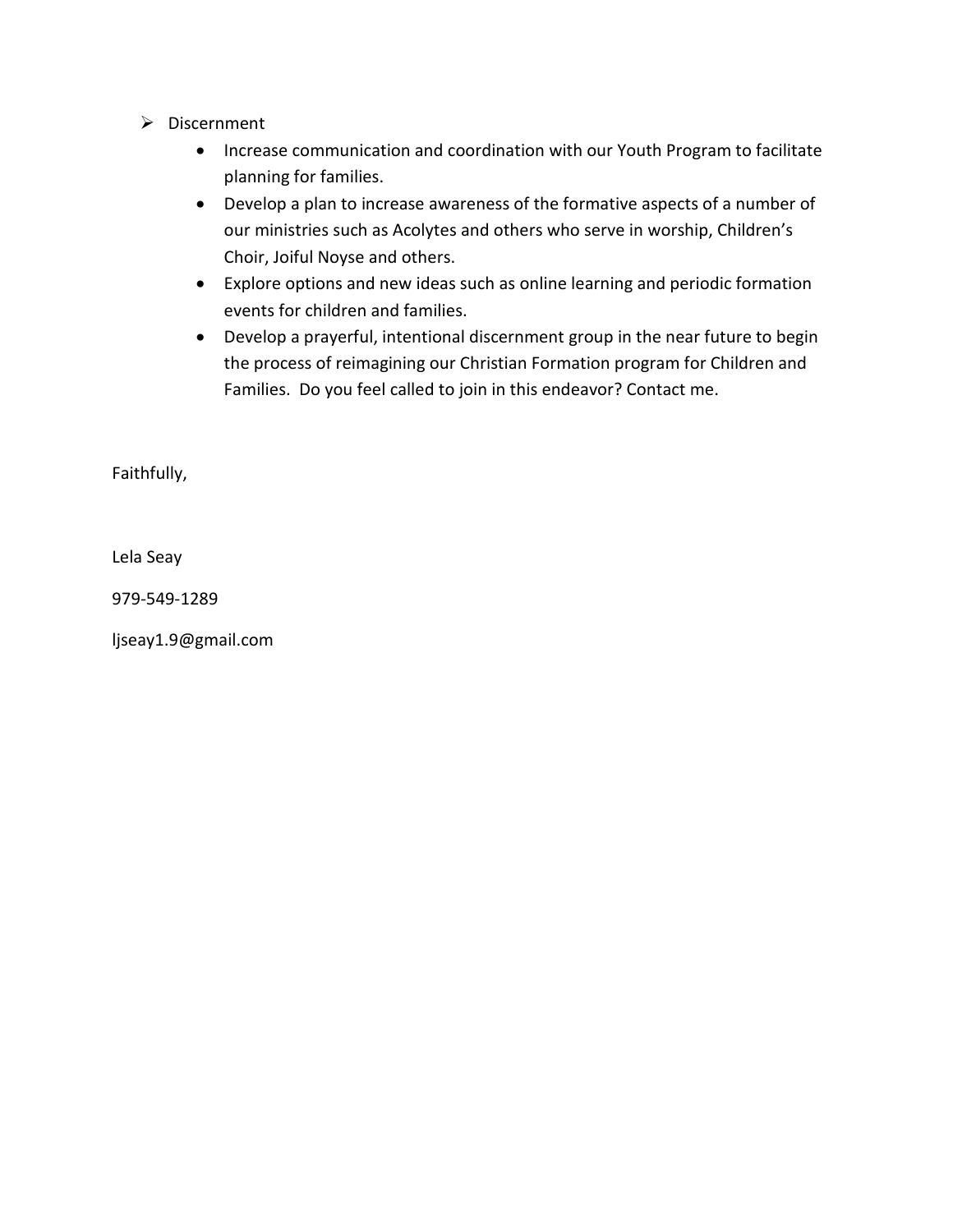- Discernment
  - Increase communication and coordination with our Youth Program to facilitate planning for families.
  - Develop a plan to increase awareness of the formative aspects of a number of our ministries such as Acolytes and others who serve in worship, Children's Choir, Joiful Noyse and others.
  - Explore options and new ideas such as online learning and periodic formation events for children and families.
  - Develop a prayerful, intentional discernment group in the near future to begin the process of reimagining our Christian Formation program for Children and Families. Do you feel called to join in this endeavor? Contact me.

Faithfully,

Lela Seay

979-549-1289

ljseay1.9@gmail.com